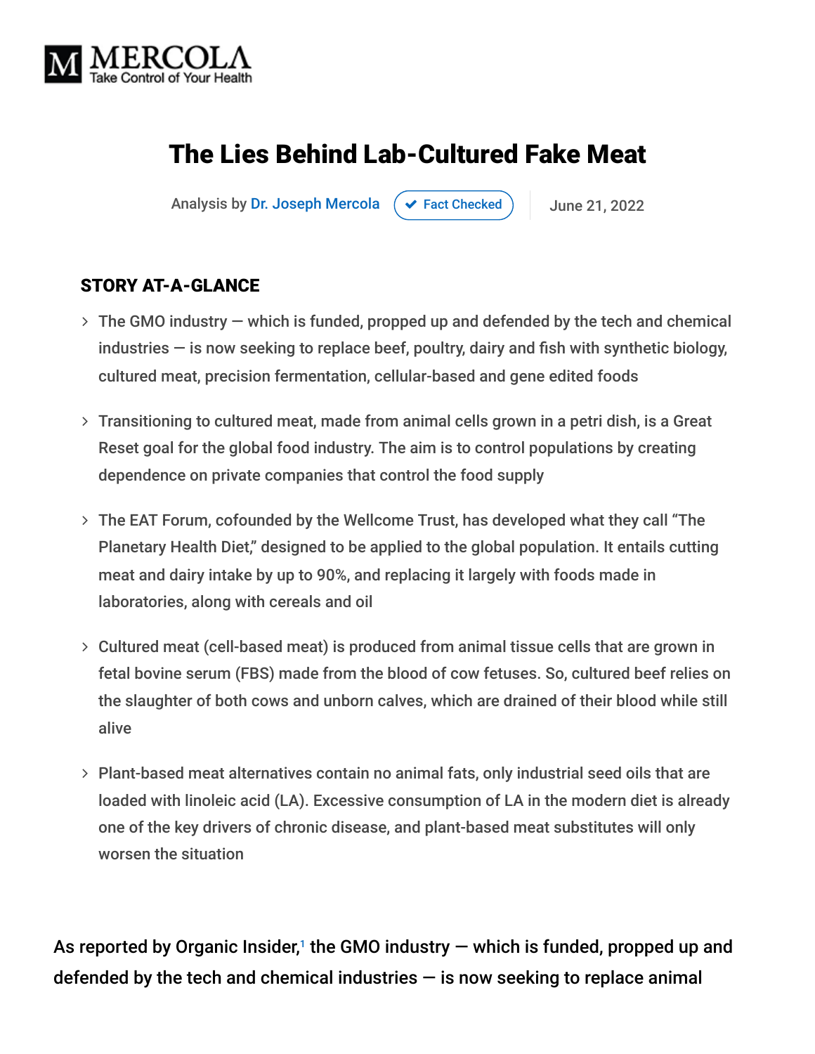MERCOLA
Take Control of Your Health

# The Lies Behind Lab-Cultured Fake Meat

Analysis by Dr. Joseph Mercola | Fact Checked | June 21, 2022

## STORY AT-A-GLANCE

- The GMO industry — which is funded, propped up and defended by the tech and chemical industries — is now seeking to replace beef, poultry, dairy and fish with synthetic biology, cultured meat, precision fermentation, cellular-based and gene edited foods
- Transitioning to cultured meat, made from animal cells grown in a petri dish, is a Great Reset goal for the global food industry. The aim is to control populations by creating dependence on private companies that control the food supply
- The EAT Forum, cofounded by the Wellcome Trust, has developed what they call "The Planetary Health Diet," designed to be applied to the global population. It entails cutting meat and dairy intake by up to 90%, and replacing it largely with foods made in laboratories, along with cereals and oil
- Cultured meat (cell-based meat) is produced from animal tissue cells that are grown in fetal bovine serum (FBS) made from the blood of cow fetuses. So, cultured beef relies on the slaughter of both cows and unborn calves, which are drained of their blood while still alive
- Plant-based meat alternatives contain no animal fats, only industrial seed oils that are loaded with linoleic acid (LA). Excessive consumption of LA in the modern diet is already one of the key drivers of chronic disease, and plant-based meat substitutes will only worsen the situation

As reported by Organic Insider,[1] the GMO industry — which is funded, propped up and defended by the tech and chemical industries — is now seeking to replace animal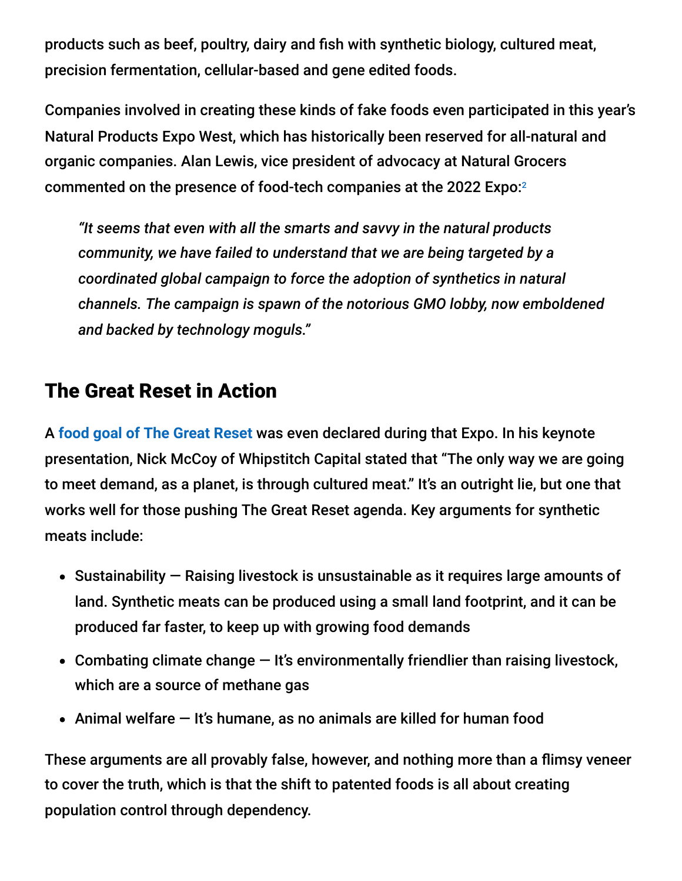products such as beef, poultry, dairy and fish with synthetic biology, cultured meat, precision fermentation, cellular-based and gene edited foods.

Companies involved in creating these kinds of fake foods even participated in this year's Natural Products Expo West, which has historically been reserved for all-natural and organic companies. Alan Lewis, vice president of advocacy at Natural Grocers commented on the presence of food-tech companies at the 2022 Expo:[2]

> *"It seems that even with all the smarts and savvy in the natural products community, we have failed to understand that we are being targeted by a coordinated global campaign to force the adoption of synthetics in natural channels. The campaign is spawn of the notorious GMO lobby, now emboldened and backed by technology moguls."*

## The Great Reset in Action

A food goal of The Great Reset was even declared during that Expo. In his keynote presentation, Nick McCoy of Whipstitch Capital stated that "The only way we are going to meet demand, as a planet, is through cultured meat." It's an outright lie, but one that works well for those pushing The Great Reset agenda. Key arguments for synthetic meats include:

- Sustainability — Raising livestock is unsustainable as it requires large amounts of land. Synthetic meats can be produced using a small land footprint, and it can be produced far faster, to keep up with growing food demands
- Combating climate change — It's environmentally friendlier than raising livestock, which are a source of methane gas
- Animal welfare — It's humane, as no animals are killed for human food

These arguments are all provably false, however, and nothing more than a flimsy veneer to cover the truth, which is that the shift to patented foods is all about creating population control through dependency.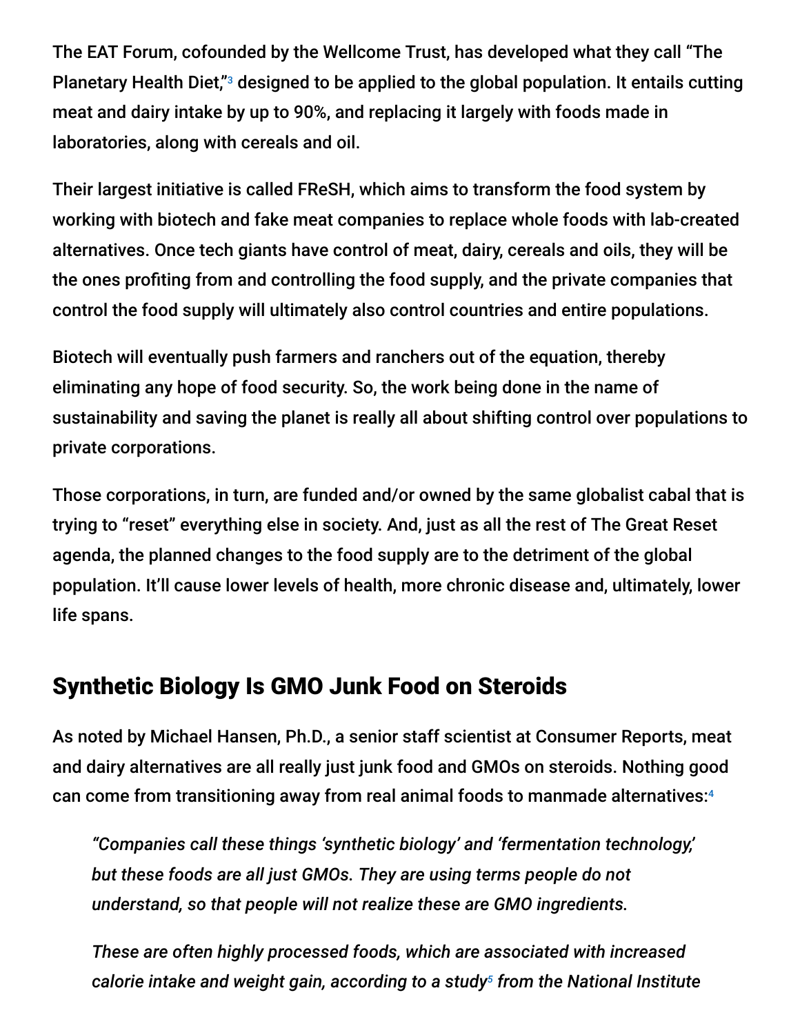The EAT Forum, cofounded by the Wellcome Trust, has developed what they call "The Planetary Health Diet,"[3] designed to be applied to the global population. It entails cutting meat and dairy intake by up to 90%, and replacing it largely with foods made in laboratories, along with cereals and oil.

Their largest initiative is called FReSH, which aims to transform the food system by working with biotech and fake meat companies to replace whole foods with lab-created alternatives. Once tech giants have control of meat, dairy, cereals and oils, they will be the ones profiting from and controlling the food supply, and the private companies that control the food supply will ultimately also control countries and entire populations.

Biotech will eventually push farmers and ranchers out of the equation, thereby eliminating any hope of food security. So, the work being done in the name of sustainability and saving the planet is really all about shifting control over populations to private corporations.

Those corporations, in turn, are funded and/or owned by the same globalist cabal that is trying to "reset" everything else in society. And, just as all the rest of The Great Reset agenda, the planned changes to the food supply are to the detriment of the global population. It'll cause lower levels of health, more chronic disease and, ultimately, lower life spans.

## Synthetic Biology Is GMO Junk Food on Steroids

As noted by Michael Hansen, Ph.D., a senior staff scientist at Consumer Reports, meat and dairy alternatives are all really just junk food and GMOs on steroids. Nothing good can come from transitioning away from real animal foods to manmade alternatives:[4]

> *"Companies call these things 'synthetic biology' and 'fermentation technology,' but these foods are all just GMOs. They are using terms people do not understand, so that people will not realize these are GMO ingredients.*
>
> *These are often highly processed foods, which are associated with increased calorie intake and weight gain, according to a study[5] from the National Institute*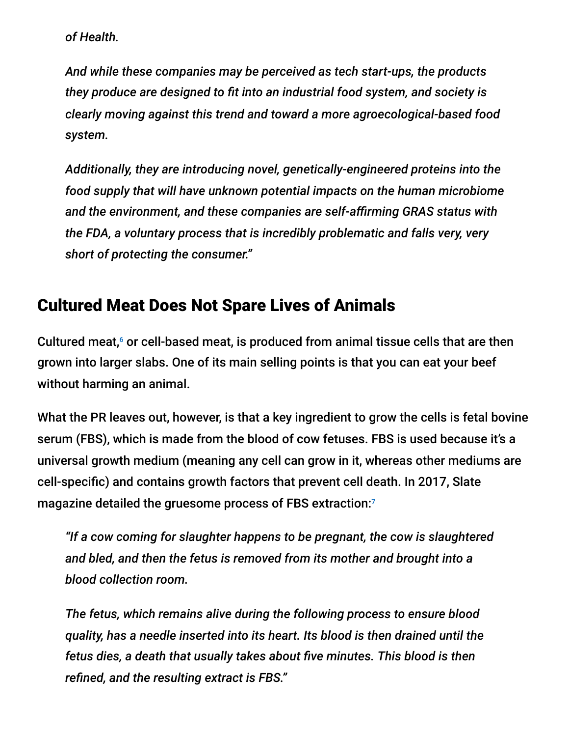*of Health.*

*And while these companies may be perceived as tech start-ups, the products they produce are designed to fit into an industrial food system, and society is clearly moving against this trend and toward a more agroecological-based food system.*

*Additionally, they are introducing novel, genetically-engineered proteins into the food supply that will have unknown potential impacts on the human microbiome and the environment, and these companies are self-affirming GRAS status with the FDA, a voluntary process that is incredibly problematic and falls very, very short of protecting the consumer."*

## Cultured Meat Does Not Spare Lives of Animals

Cultured meat,[6] or cell-based meat, is produced from animal tissue cells that are then grown into larger slabs. One of its main selling points is that you can eat your beef without harming an animal.

What the PR leaves out, however, is that a key ingredient to grow the cells is fetal bovine serum (FBS), which is made from the blood of cow fetuses. FBS is used because it's a universal growth medium (meaning any cell can grow in it, whereas other mediums are cell-specific) and contains growth factors that prevent cell death. In 2017, Slate magazine detailed the gruesome process of FBS extraction:[7]

*"If a cow coming for slaughter happens to be pregnant, the cow is slaughtered and bled, and then the fetus is removed from its mother and brought into a blood collection room.*

*The fetus, which remains alive during the following process to ensure blood quality, has a needle inserted into its heart. Its blood is then drained until the fetus dies, a death that usually takes about five minutes. This blood is then refined, and the resulting extract is FBS."*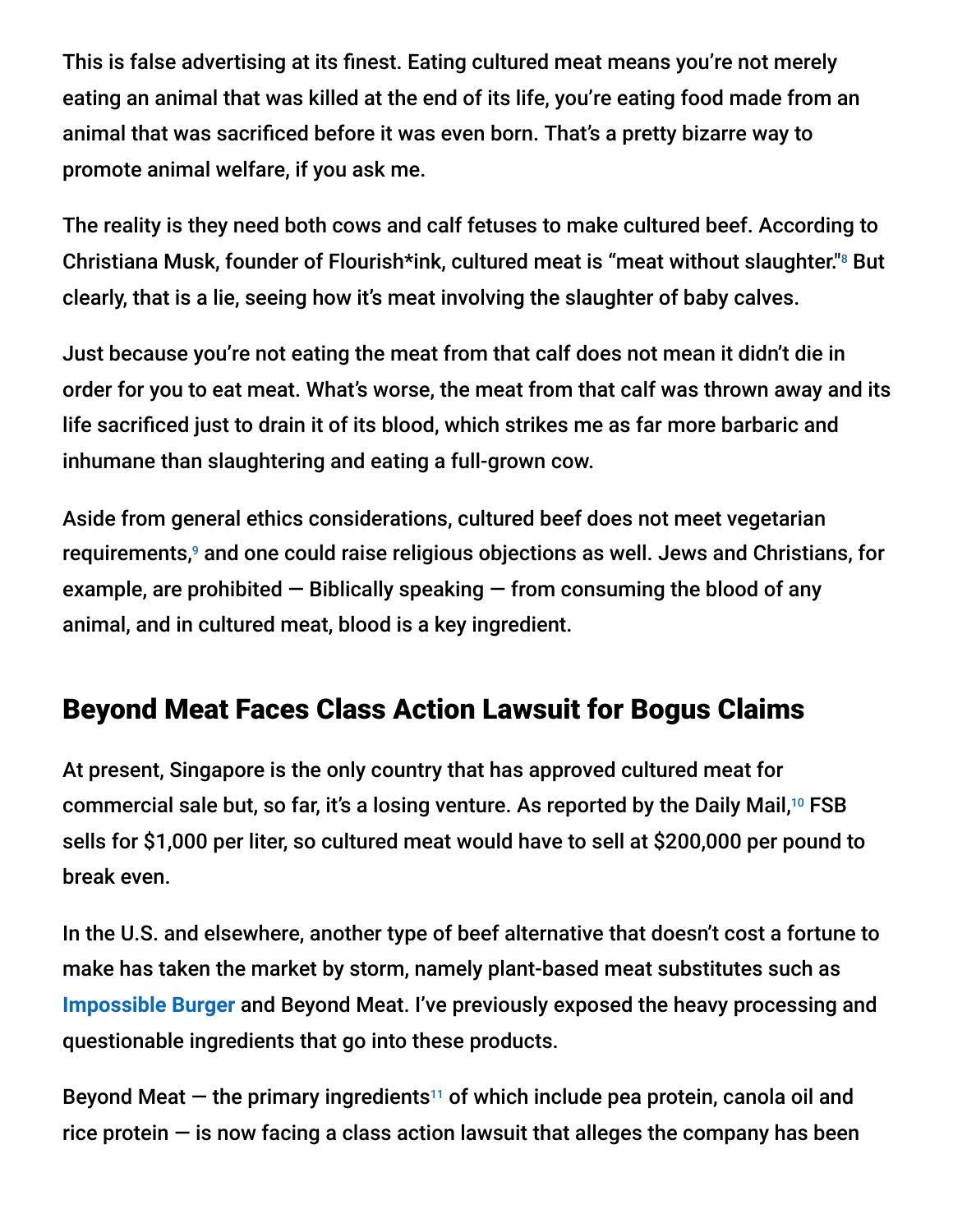This is false advertising at its finest. Eating cultured meat means you're not merely eating an animal that was killed at the end of its life, you're eating food made from an animal that was sacrificed before it was even born. That's a pretty bizarre way to promote animal welfare, if you ask me.

The reality is they need both cows and calf fetuses to make cultured beef. According to Christiana Musk, founder of Flourish*ink, cultured meat is "meat without slaughter."[8] But clearly, that is a lie, seeing how it's meat involving the slaughter of baby calves.

Just because you're not eating the meat from that calf does not mean it didn't die in order for you to eat meat. What's worse, the meat from that calf was thrown away and its life sacrificed just to drain it of its blood, which strikes me as far more barbaric and inhumane than slaughtering and eating a full-grown cow.

Aside from general ethics considerations, cultured beef does not meet vegetarian requirements,[9] and one could raise religious objections as well. Jews and Christians, for example, are prohibited — Biblically speaking — from consuming the blood of any animal, and in cultured meat, blood is a key ingredient.

## Beyond Meat Faces Class Action Lawsuit for Bogus Claims

At present, Singapore is the only country that has approved cultured meat for commercial sale but, so far, it's a losing venture. As reported by the Daily Mail,[10] FSB sells for $1,000 per liter, so cultured meat would have to sell at $200,000 per pound to break even.

In the U.S. and elsewhere, another type of beef alternative that doesn't cost a fortune to make has taken the market by storm, namely plant-based meat substitutes such as Impossible Burger and Beyond Meat. I've previously exposed the heavy processing and questionable ingredients that go into these products.

Beyond Meat — the primary ingredients[11] of which include pea protein, canola oil and rice protein — is now facing a class action lawsuit that alleges the company has been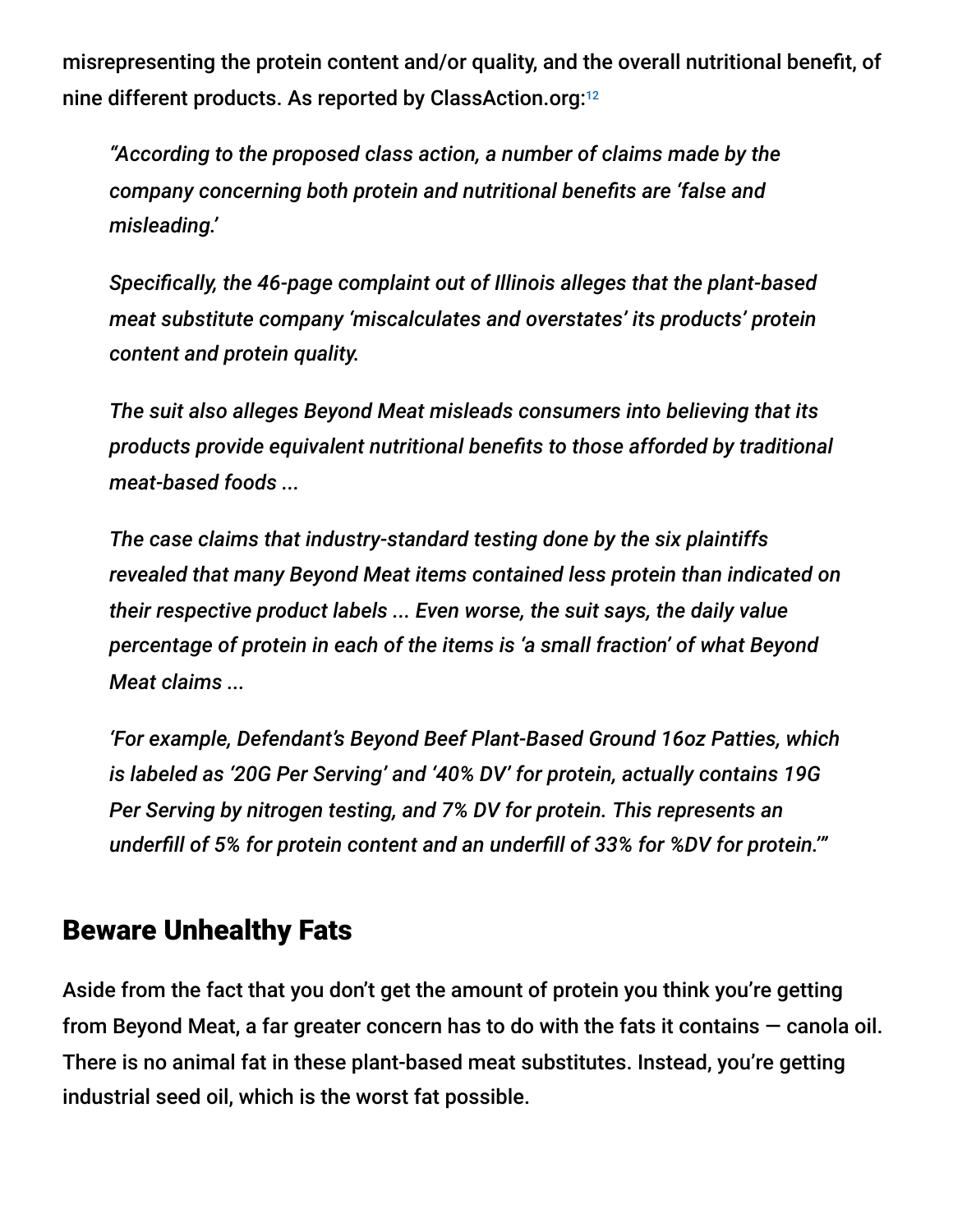misrepresenting the protein content and/or quality, and the overall nutritional benefit, of nine different products. As reported by ClassAction.org:[12]

> *"According to the proposed class action, a number of claims made by the company concerning both protein and nutritional benefits are 'false and misleading.'*
>
> *Specifically, the 46-page complaint out of Illinois alleges that the plant-based meat substitute company 'miscalculates and overstates' its products' protein content and protein quality.*
>
> *The suit also alleges Beyond Meat misleads consumers into believing that its products provide equivalent nutritional benefits to those afforded by traditional meat-based foods ...*
>
> *The case claims that industry-standard testing done by the six plaintiffs revealed that many Beyond Meat items contained less protein than indicated on their respective product labels ... Even worse, the suit says, the daily value percentage of protein in each of the items is 'a small fraction' of what Beyond Meat claims ...*
>
> *'For example, Defendant's Beyond Beef Plant-Based Ground 16oz Patties, which is labeled as '20G Per Serving' and '40% DV' for protein, actually contains 19G Per Serving by nitrogen testing, and 7% DV for protein. This represents an underfill of 5% for protein content and an underfill of 33% for %DV for protein.'"*

## Beware Unhealthy Fats

Aside from the fact that you don't get the amount of protein you think you're getting from Beyond Meat, a far greater concern has to do with the fats it contains — canola oil. There is no animal fat in these plant-based meat substitutes. Instead, you're getting industrial seed oil, which is the worst fat possible.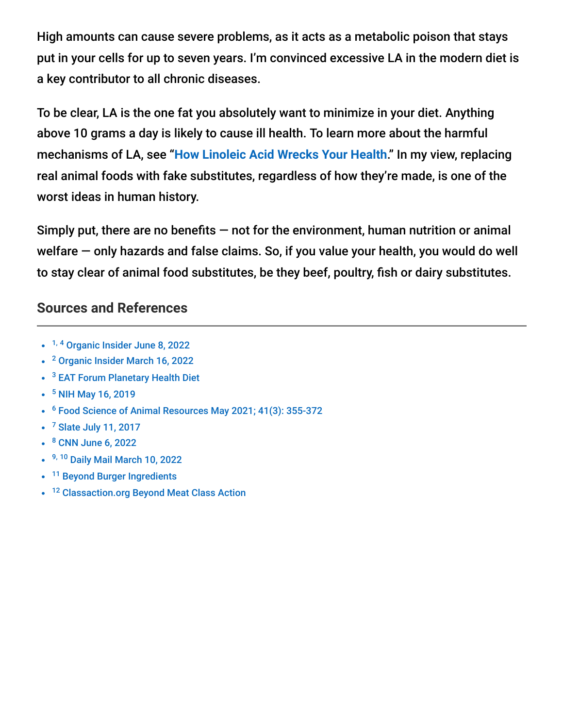High amounts can cause severe problems, as it acts as a metabolic poison that stays put in your cells for up to seven years. I'm convinced excessive LA in the modern diet is a key contributor to all chronic diseases.

To be clear, LA is the one fat you absolutely want to minimize in your diet. Anything above 10 grams a day is likely to cause ill health. To learn more about the harmful mechanisms of LA, see "How Linoleic Acid Wrecks Your Health." In my view, replacing real animal foods with fake substitutes, regardless of how they're made, is one of the worst ideas in human history.

Simply put, there are no benefits — not for the environment, human nutrition or animal welfare — only hazards and false claims. So, if you value your health, you would do well to stay clear of animal food substitutes, be they beef, poultry, fish or dairy substitutes.

## Sources and References

- [1, 4] Organic Insider June 8, 2022
- [2] Organic Insider March 16, 2022
- [3] EAT Forum Planetary Health Diet
- [5] NIH May 16, 2019
- [6] Food Science of Animal Resources May 2021; 41(3): 355-372
- [7] Slate July 11, 2017
- [8] CNN June 6, 2022
- [9, 10] Daily Mail March 10, 2022
- [11] Beyond Burger Ingredients
- [12] Classaction.org Beyond Meat Class Action